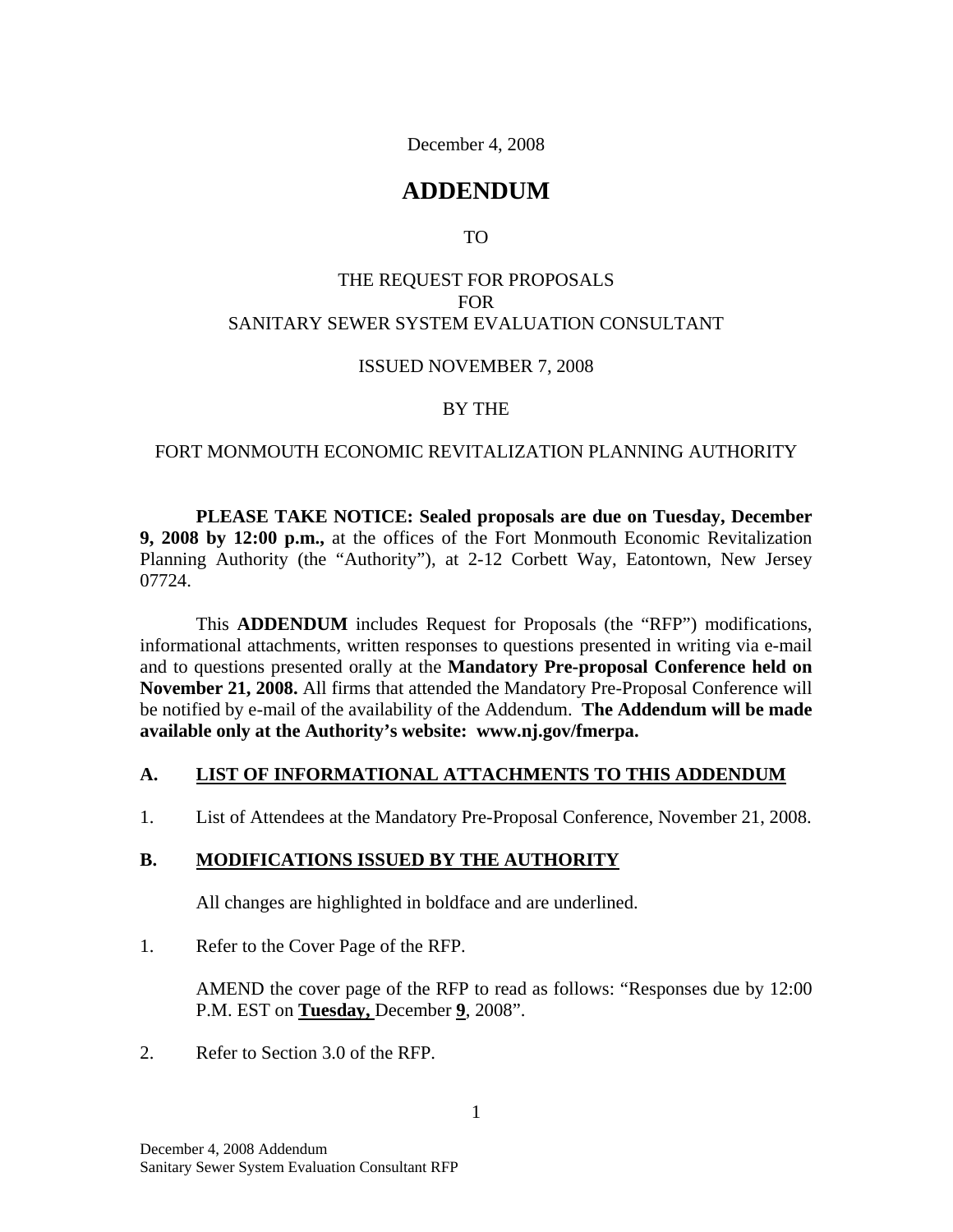December 4, 2008

# ADDENDUM

TO

THE REQUEST FOR PROPOSALS
FOR
SANITARY SEWER SYSTEM EVALUATION CONSULTANT

ISSUED NOVEMBER 7, 2008

BY THE

FORT MONMOUTH ECONOMIC REVITALIZATION PLANNING AUTHORITY

**PLEASE TAKE NOTICE: Sealed proposals are due on Tuesday, December 9, 2008 by 12:00 p.m.,** at the offices of the Fort Monmouth Economic Revitalization Planning Authority (the "Authority"), at 2-12 Corbett Way, Eatontown, New Jersey 07724.

This **ADDENDUM** includes Request for Proposals (the "RFP") modifications, informational attachments, written responses to questions presented in writing via e-mail and to questions presented orally at the **Mandatory Pre-proposal Conference held on November 21, 2008.** All firms that attended the Mandatory Pre-Proposal Conference will be notified by e-mail of the availability of the Addendum. **The Addendum will be made available only at the Authority's website: www.nj.gov/fmerpa.**

## A. LIST OF INFORMATIONAL ATTACHMENTS TO THIS ADDENDUM

1. List of Attendees at the Mandatory Pre-Proposal Conference, November 21, 2008.

## B. MODIFICATIONS ISSUED BY THE AUTHORITY

All changes are highlighted in boldface and are underlined.

1. Refer to the Cover Page of the RFP.

   AMEND the cover page of the RFP to read as follows: "Responses due by 12:00 P.M. EST on <u>**Tuesday,**</u> December <u>**9**</u>, 2008".

2. Refer to Section 3.0 of the RFP.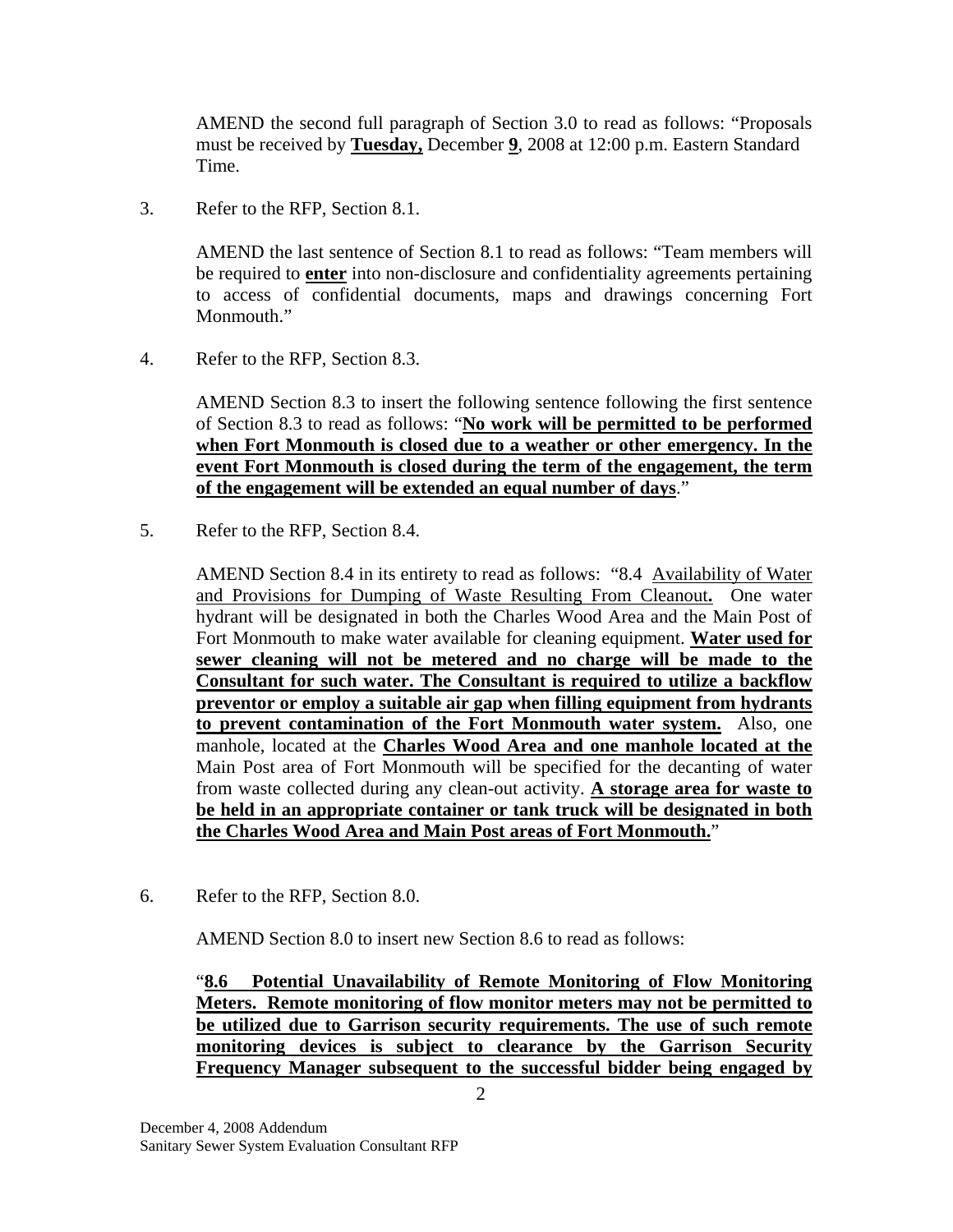AMEND the second full paragraph of Section 3.0 to read as follows: "Proposals must be received by **<u>Tuesday,</u>** December **<u>9</u>**, 2008 at 12:00 p.m. Eastern Standard Time.

3. Refer to the RFP, Section 8.1.

   AMEND the last sentence of Section 8.1 to read as follows: "Team members will be required to **<u>enter</u>** into non-disclosure and confidentiality agreements pertaining to access of confidential documents, maps and drawings concerning Fort Monmouth."

4. Refer to the RFP, Section 8.3.

   AMEND Section 8.3 to insert the following sentence following the first sentence of Section 8.3 to read as follows: "**<u>No work will be permitted to be performed when Fort Monmouth is closed due to a weather or other emergency. In the event Fort Monmouth is closed during the term of the engagement, the term of the engagement will be extended an equal number of days</u>**."

5. Refer to the RFP, Section 8.4.

   AMEND Section 8.4 in its entirety to read as follows: "8.4 <u>Availability of Water and Provisions for Dumping of Waste Resulting From Cleanout</u>**.** One water hydrant will be designated in both the Charles Wood Area and the Main Post of Fort Monmouth to make water available for cleaning equipment. **<u>Water used for sewer cleaning will not be metered and no charge will be made to the Consultant for such water. The Consultant is required to utilize a backflow preventor or employ a suitable air gap when filling equipment from hydrants to prevent contamination of the Fort Monmouth water system.</u>** Also, one manhole, located at the **<u>Charles Wood Area and one manhole located at the</u>** Main Post area of Fort Monmouth will be specified for the decanting of water from waste collected during any clean-out activity. **<u>A storage area for waste to be held in an appropriate container or tank truck will be designated in both the Charles Wood Area and Main Post areas of Fort Monmouth.</u>**"

6. Refer to the RFP, Section 8.0.

   AMEND Section 8.0 to insert new Section 8.6 to read as follows:

   "**<u>8.6 Potential Unavailability of Remote Monitoring of Flow Monitoring Meters. Remote monitoring of flow monitor meters may not be permitted to be utilized due to Garrison security requirements. The use of such remote monitoring devices is subject to clearance by the Garrison Security Frequency Manager subsequent to the successful bidder being engaged by</u>**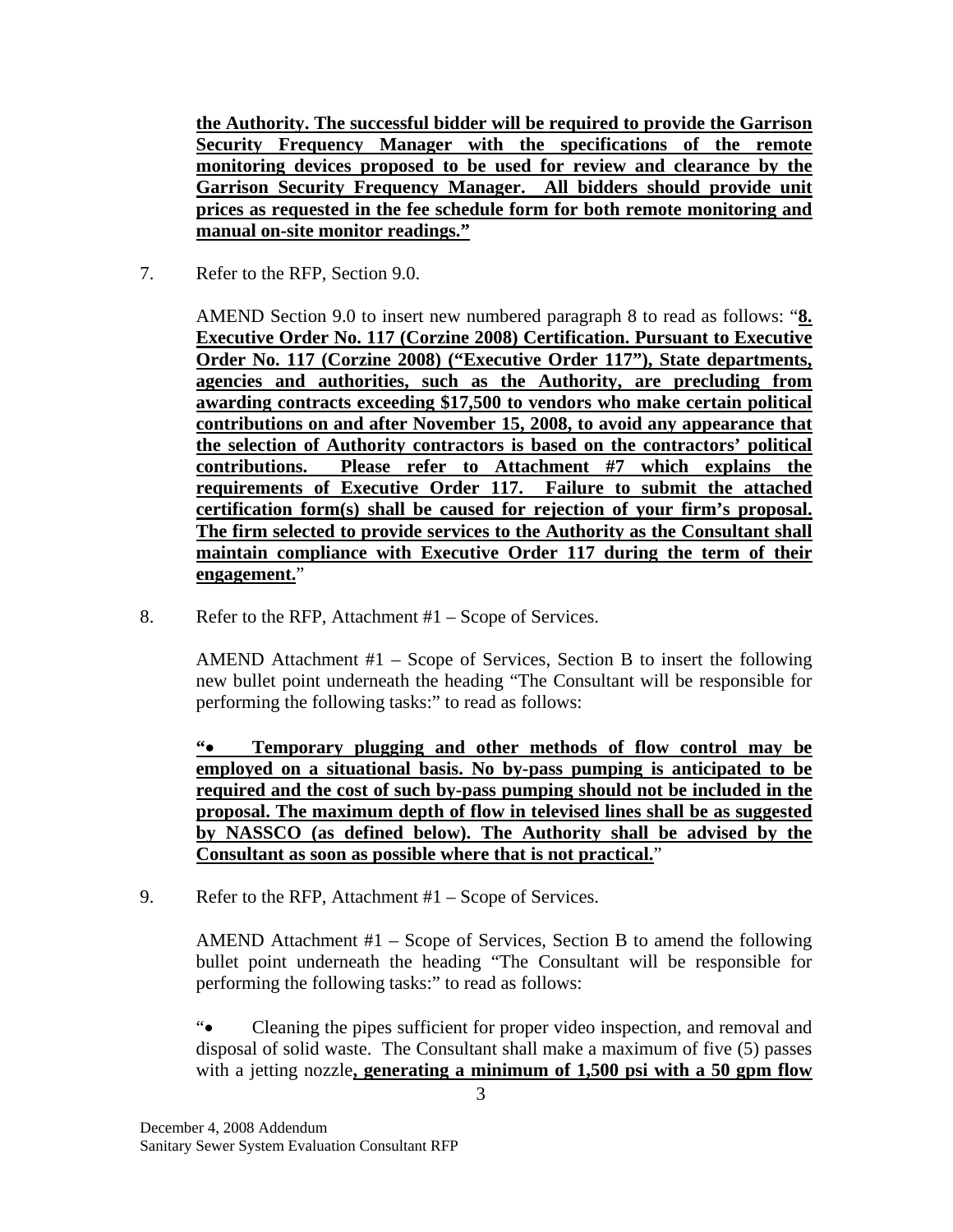**the Authority. The successful bidder will be required to provide the Garrison Security Frequency Manager with the specifications of the remote monitoring devices proposed to be used for review and clearance by the Garrison Security Frequency Manager. All bidders should provide unit prices as requested in the fee schedule form for both remote monitoring and manual on-site monitor readings."**

7. Refer to the RFP, Section 9.0.

   AMEND Section 9.0 to insert new numbered paragraph 8 to read as follows: "**8. Executive Order No. 117 (Corzine 2008) Certification. Pursuant to Executive Order No. 117 (Corzine 2008) ("Executive Order 117"), State departments, agencies and authorities, such as the Authority, are precluding from awarding contracts exceeding $17,500 to vendors who make certain political contributions on and after November 15, 2008, to avoid any appearance that the selection of Authority contractors is based on the contractors' political contributions. Please refer to Attachment #7 which explains the requirements of Executive Order 117. Failure to submit the attached certification form(s) shall be caused for rejection of your firm's proposal. The firm selected to provide services to the Authority as the Consultant shall maintain compliance with Executive Order 117 during the term of their engagement.**"

8. Refer to the RFP, Attachment #1 – Scope of Services.

   AMEND Attachment #1 – Scope of Services, Section B to insert the following new bullet point underneath the heading "The Consultant will be responsible for performing the following tasks:" to read as follows:

   **"• Temporary plugging and other methods of flow control may be employed on a situational basis. No by-pass pumping is anticipated to be required and the cost of such by-pass pumping should not be included in the proposal. The maximum depth of flow in televised lines shall be as suggested by NASSCO (as defined below). The Authority shall be advised by the Consultant as soon as possible where that is not practical.**"

9. Refer to the RFP, Attachment #1 – Scope of Services.

   AMEND Attachment #1 – Scope of Services, Section B to amend the following bullet point underneath the heading "The Consultant will be responsible for performing the following tasks:" to read as follows:

   "• Cleaning the pipes sufficient for proper video inspection, and removal and disposal of solid waste. The Consultant shall make a maximum of five (5) passes with a jetting nozzle**, generating a minimum of 1,500 psi with a 50 gpm flow**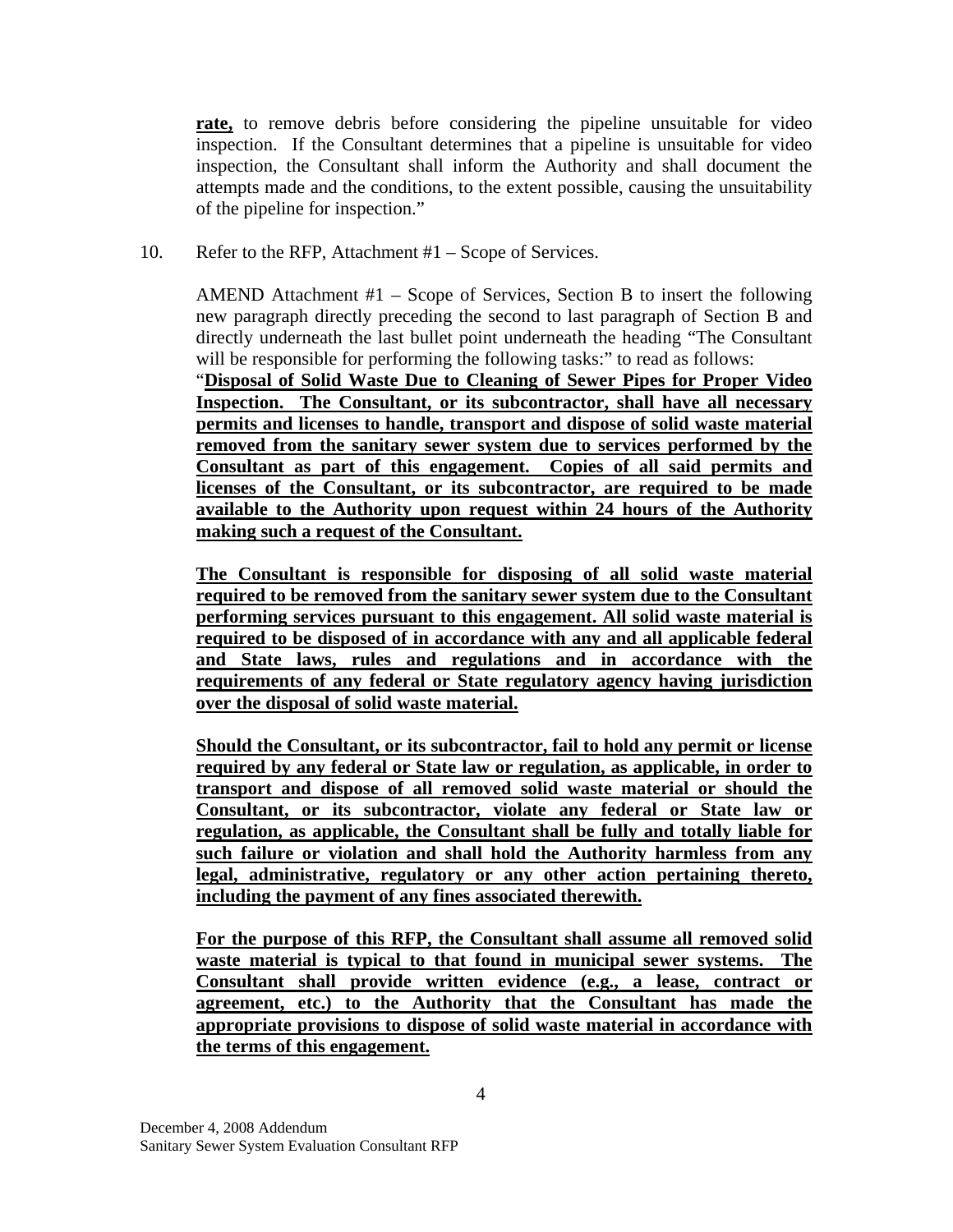**<u>rate,</u>** to remove debris before considering the pipeline unsuitable for video inspection. If the Consultant determines that a pipeline is unsuitable for video inspection, the Consultant shall inform the Authority and shall document the attempts made and the conditions, to the extent possible, causing the unsuitability of the pipeline for inspection."

10. Refer to the RFP, Attachment #1 – Scope of Services.

    AMEND Attachment #1 – Scope of Services, Section B to insert the following new paragraph directly preceding the second to last paragraph of Section B and directly underneath the last bullet point underneath the heading "The Consultant will be responsible for performing the following tasks:" to read as follows:

    "**<u>Disposal of Solid Waste Due to Cleaning of Sewer Pipes for Proper Video Inspection. The Consultant, or its subcontractor, shall have all necessary permits and licenses to handle, transport and dispose of solid waste material removed from the sanitary sewer system due to services performed by the Consultant as part of this engagement. Copies of all said permits and licenses of the Consultant, or its subcontractor, are required to be made available to the Authority upon request within 24 hours of the Authority making such a request of the Consultant.</u>**

    **<u>The Consultant is responsible for disposing of all solid waste material required to be removed from the sanitary sewer system due to the Consultant performing services pursuant to this engagement. All solid waste material is required to be disposed of in accordance with any and all applicable federal and State laws, rules and regulations and in accordance with the requirements of any federal or State regulatory agency having jurisdiction over the disposal of solid waste material.</u>**

    **<u>Should the Consultant, or its subcontractor, fail to hold any permit or license required by any federal or State law or regulation, as applicable, in order to transport and dispose of all removed solid waste material or should the Consultant, or its subcontractor, violate any federal or State law or regulation, as applicable, the Consultant shall be fully and totally liable for such failure or violation and shall hold the Authority harmless from any legal, administrative, regulatory or any other action pertaining thereto, including the payment of any fines associated therewith.</u>**

    **<u>For the purpose of this RFP, the Consultant shall assume all removed solid waste material is typical to that found in municipal sewer systems. The Consultant shall provide written evidence (e.g., a lease, contract or agreement, etc.) to the Authority that the Consultant has made the appropriate provisions to dispose of solid waste material in accordance with the terms of this engagement.</u>**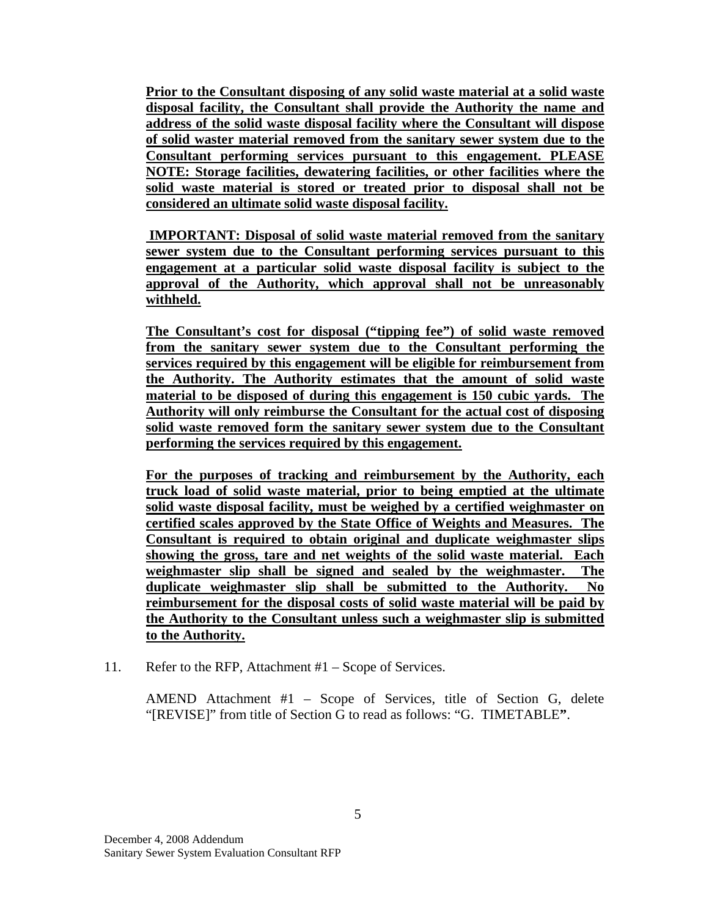**Prior to the Consultant disposing of any solid waste material at a solid waste disposal facility, the Consultant shall provide the Authority the name and address of the solid waste disposal facility where the Consultant will dispose of solid waster material removed from the sanitary sewer system due to the Consultant performing services pursuant to this engagement. PLEASE NOTE: Storage facilities, dewatering facilities, or other facilities where the solid waste material is stored or treated prior to disposal shall not be considered an ultimate solid waste disposal facility.**

**IMPORTANT: Disposal of solid waste material removed from the sanitary sewer system due to the Consultant performing services pursuant to this engagement at a particular solid waste disposal facility is subject to the approval of the Authority, which approval shall not be unreasonably withheld.**

**The Consultant's cost for disposal ("tipping fee") of solid waste removed from the sanitary sewer system due to the Consultant performing the services required by this engagement will be eligible for reimbursement from the Authority. The Authority estimates that the amount of solid waste material to be disposed of during this engagement is 150 cubic yards. The Authority will only reimburse the Consultant for the actual cost of disposing solid waste removed form the sanitary sewer system due to the Consultant performing the services required by this engagement.**

**For the purposes of tracking and reimbursement by the Authority, each truck load of solid waste material, prior to being emptied at the ultimate solid waste disposal facility, must be weighed by a certified weighmaster on certified scales approved by the State Office of Weights and Measures. The Consultant is required to obtain original and duplicate weighmaster slips showing the gross, tare and net weights of the solid waste material. Each weighmaster slip shall be signed and sealed by the weighmaster. The duplicate weighmaster slip shall be submitted to the Authority. No reimbursement for the disposal costs of solid waste material will be paid by the Authority to the Consultant unless such a weighmaster slip is submitted to the Authority.**

11. Refer to the RFP, Attachment #1 – Scope of Services.

    AMEND Attachment #1 – Scope of Services, title of Section G, delete "[REVISE]" from title of Section G to read as follows: "G. TIMETABLE".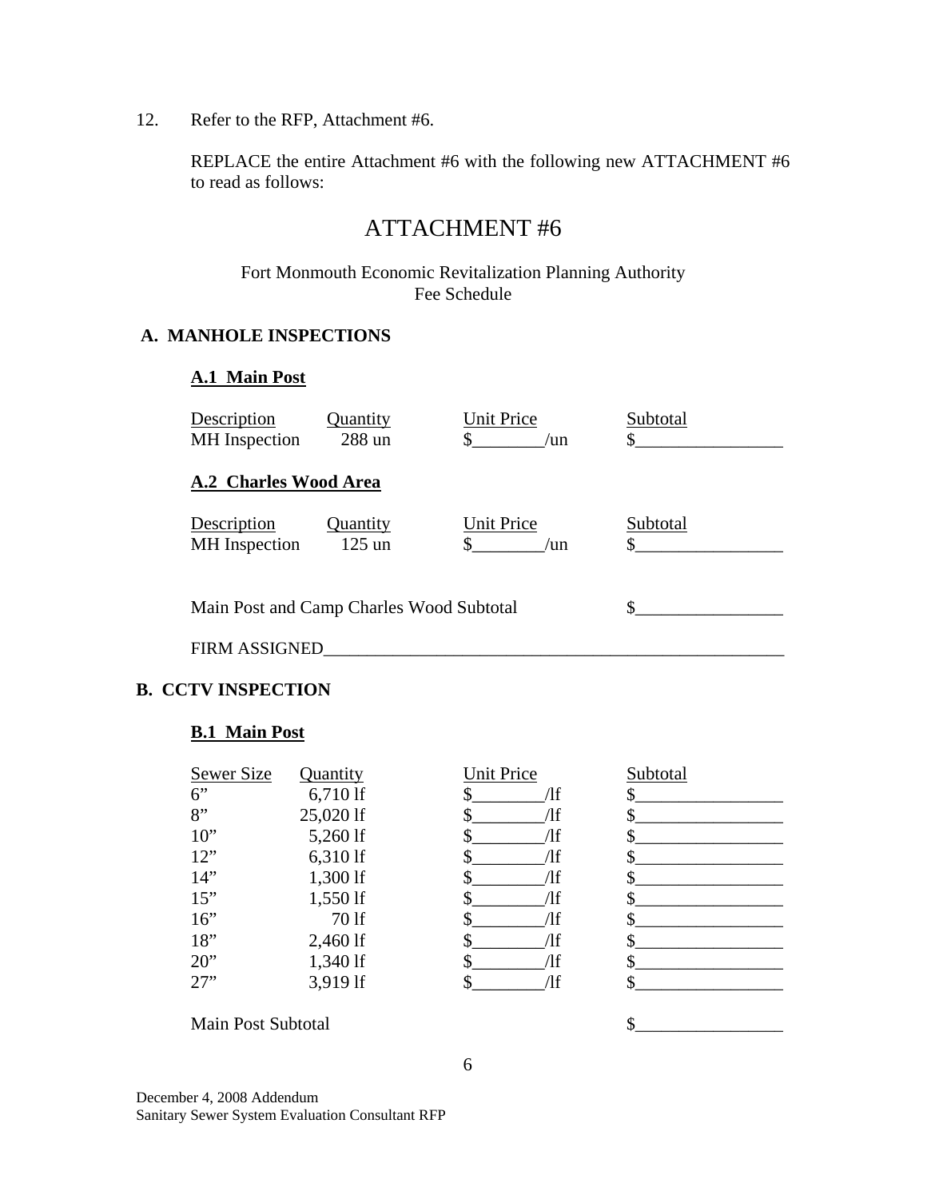12. Refer to the RFP, Attachment #6.

REPLACE the entire Attachment #6 with the following new ATTACHMENT #6 to read as follows:

# ATTACHMENT #6

Fort Monmouth Economic Revitalization Planning Authority
Fee Schedule

## A. MANHOLE INSPECTIONS

### A.1 Main Post

| Description | Quantity | Unit Price | Subtotal |
|---|---|---|---|
| MH Inspection | 288 un | $________/un | $________________ |

### A.2 Charles Wood Area

| Description | Quantity | Unit Price | Subtotal |
|---|---|---|---|
| MH Inspection | 125 un | $________/un | $________________ |

Main Post and Camp Charles Wood Subtotal $________________

FIRM ASSIGNED______________________________________________________

## B. CCTV INSPECTION

### B.1 Main Post

| Sewer Size | Quantity | Unit Price | Subtotal |
|---|---|---|---|
| 6" | 6,710 lf | $________/lf | $________________ |
| 8" | 25,020 lf | $________/lf | $________________ |
| 10" | 5,260 lf | $________/lf | $________________ |
| 12" | 6,310 lf | $________/lf | $________________ |
| 14" | 1,300 lf | $________/lf | $________________ |
| 15" | 1,550 lf | $________/lf | $________________ |
| 16" | 70 lf | $________/lf | $________________ |
| 18" | 2,460 lf | $________/lf | $________________ |
| 20" | 1,340 lf | $________/lf | $________________ |
| 27" | 3,919 lf | $________/lf | $________________ |

Main Post Subtotal $________________

December 4, 2008 Addendum
Sanitary Sewer System Evaluation Consultant RFP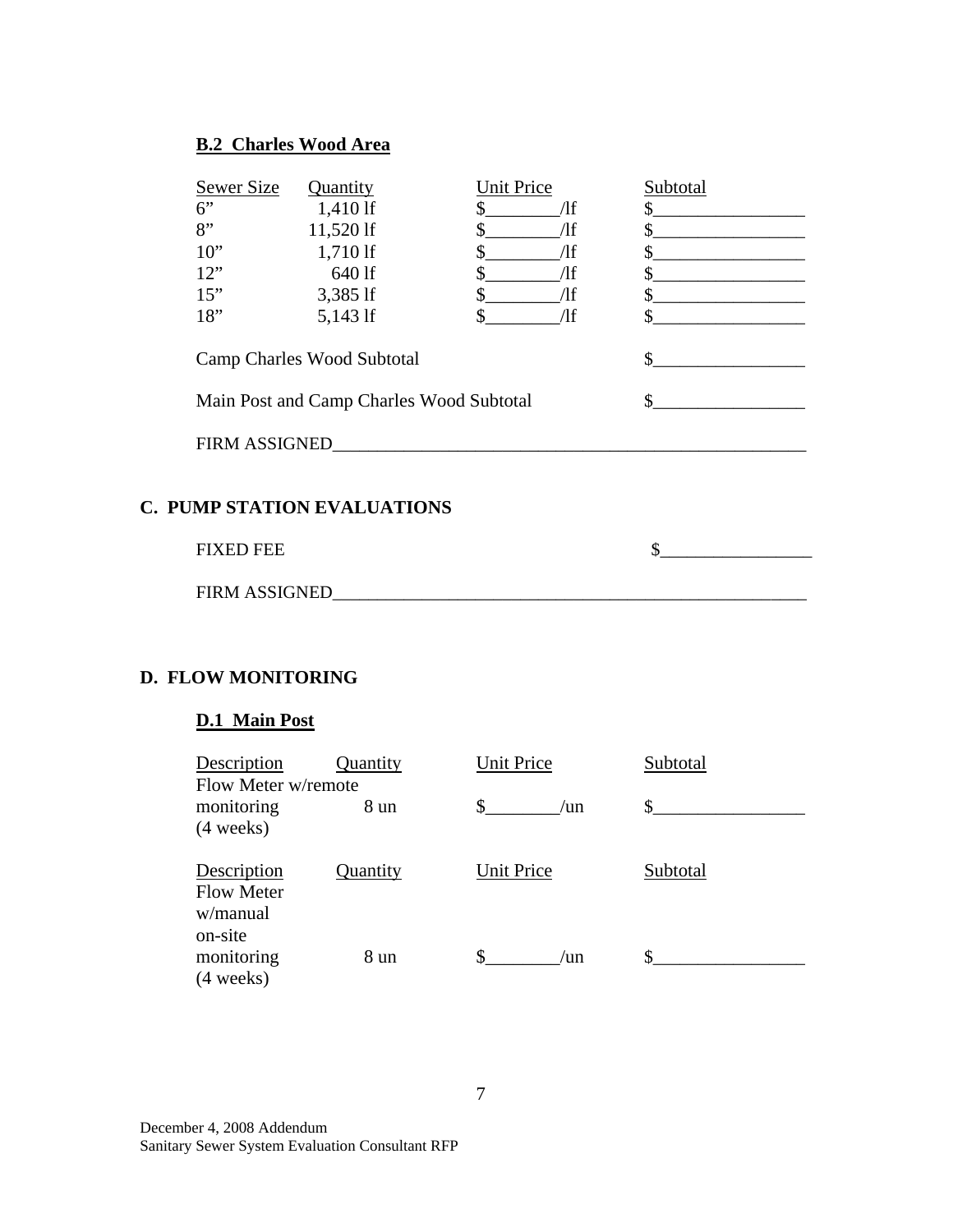### B.2 Charles Wood Area

| Sewer Size | Quantity | Unit Price | Subtotal |
|---|---|---|---|
| 6" | 1,410 lf | $________/lf | $________________ |
| 8" | 11,520 lf | $________/lf | $________________ |
| 10" | 1,710 lf | $________/lf | $________________ |
| 12" | 640 lf | $________/lf | $________________ |
| 15" | 3,385 lf | $________/lf | $________________ |
| 18" | 5,143 lf | $________/lf | $________________ |

Camp Charles Wood Subtotal $________________

Main Post and Camp Charles Wood Subtotal $________________

FIRM ASSIGNED_______________________________________________________

## C. PUMP STATION EVALUATIONS

FIXED FEE $________________

FIRM ASSIGNED_______________________________________________________

## D. FLOW MONITORING

### D.1 Main Post

| Description | Quantity | Unit Price | Subtotal |
|---|---|---|---|
| Flow Meter w/remote monitoring (4 weeks) | 8 un | $________/un | $________________ |

| Description | Quantity | Unit Price | Subtotal |
|---|---|---|---|
| Flow Meter w/manual on-site monitoring (4 weeks) | 8 un | $________/un | $________________ |

December 4, 2008 Addendum
Sanitary Sewer System Evaluation Consultant RFP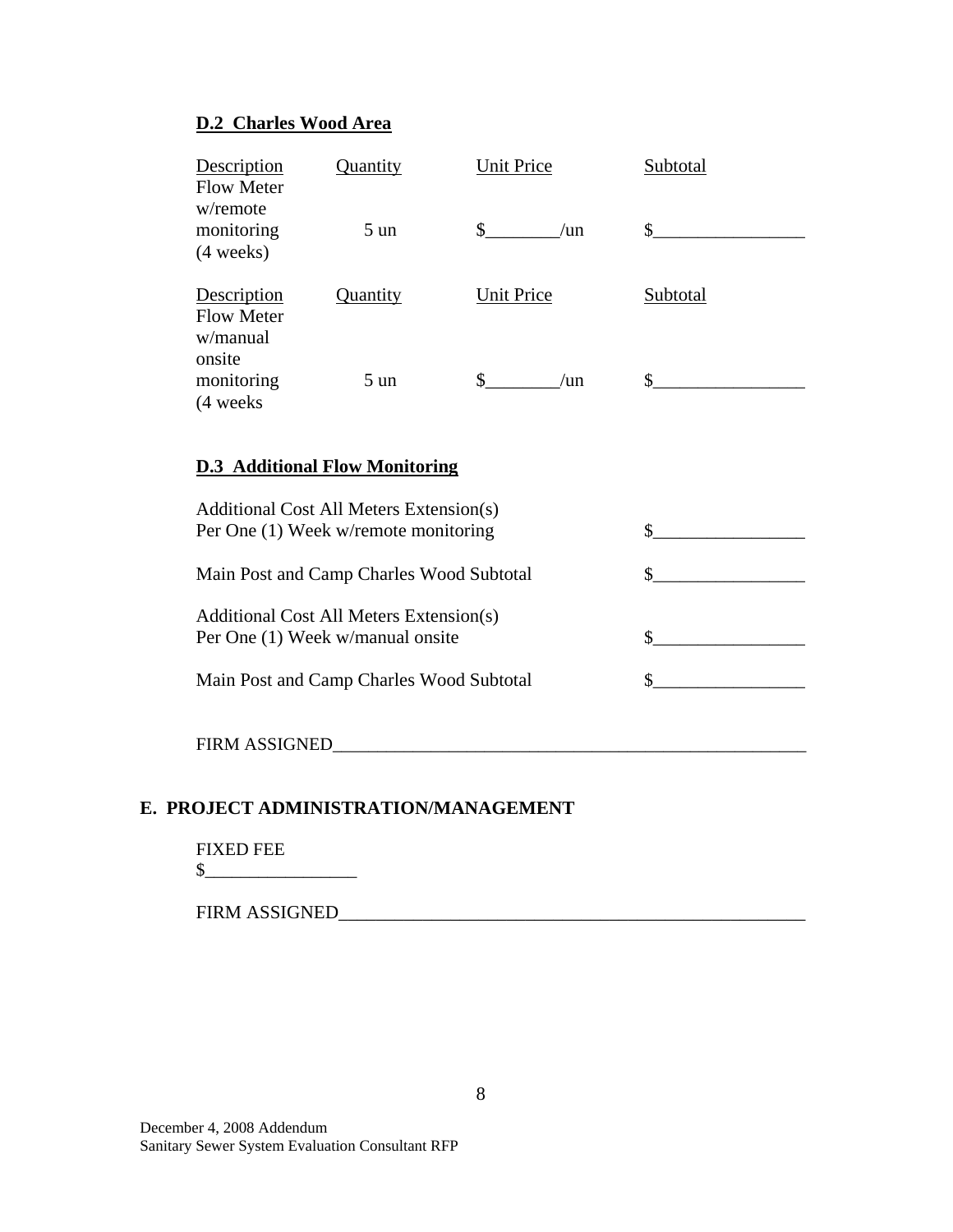**D.2 Charles Wood Area**

| Description | Quantity | Unit Price | Subtotal |
|---|---|---|---|
| Flow Meter w/remote monitoring (4 weeks) | 5 un | $________/un | $________________ |

| Description | Quantity | Unit Price | Subtotal |
|---|---|---|---|
| Flow Meter w/manual onsite monitoring (4 weeks | 5 un | $________/un | $________________ |

**D.3 Additional Flow Monitoring**

| | |
|---|---|
| Additional Cost All Meters Extension(s) Per One (1) Week w/remote monitoring | $________________ |
| Main Post and Camp Charles Wood Subtotal | $________________ |
| Additional Cost All Meters Extension(s) Per One (1) Week w/manual onsite | $________________ |
| Main Post and Camp Charles Wood Subtotal | $________________ |

FIRM ASSIGNED______________________________________________________

## E. PROJECT ADMINISTRATION/MANAGEMENT

FIXED FEE
$________________

FIRM ASSIGNED______________________________________________________

December 4, 2008 Addendum
Sanitary Sewer System Evaluation Consultant RFP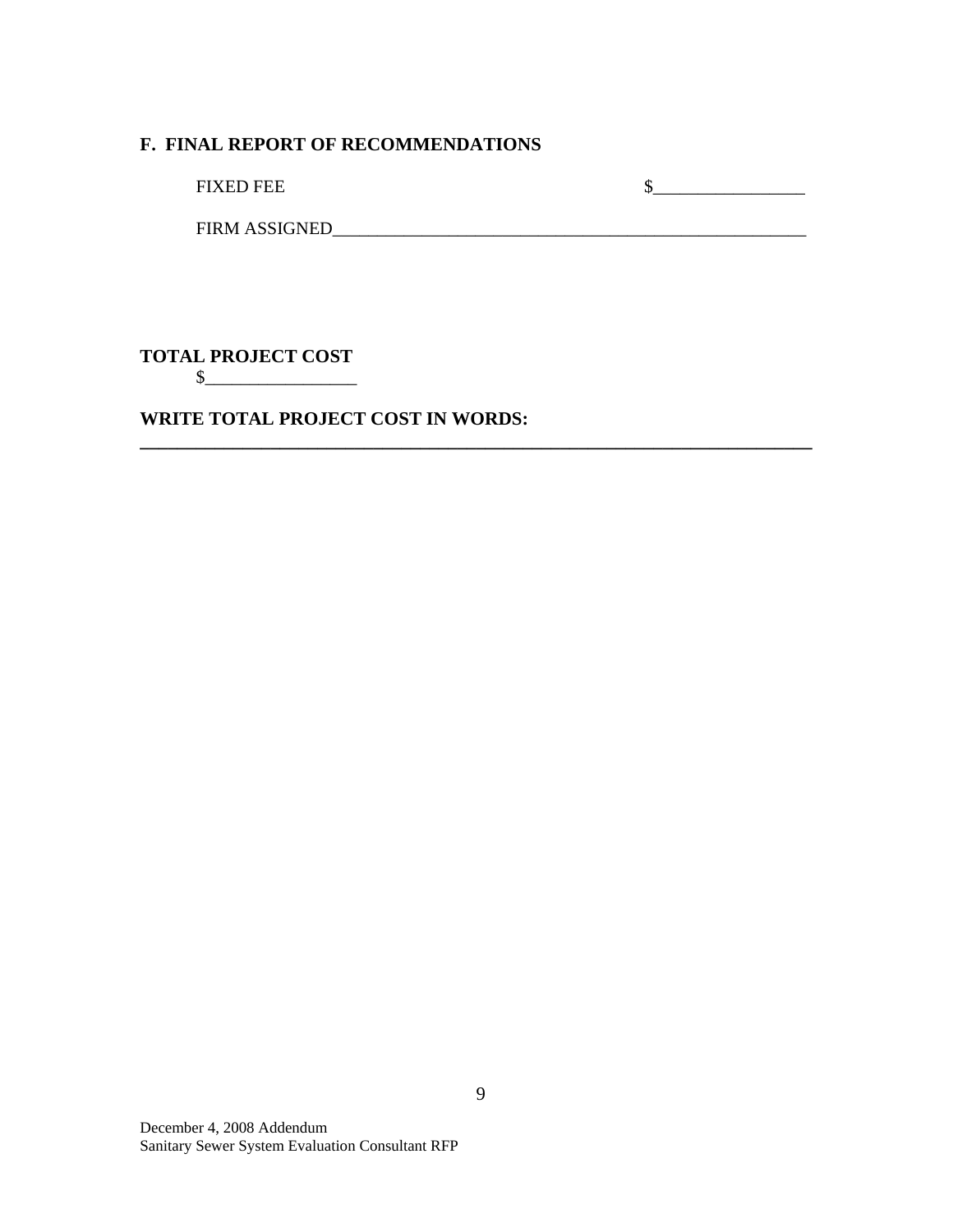## F. FINAL REPORT OF RECOMMENDATIONS

FIXED FEE $_________________

FIRM ASSIGNED_______________________________________________________

**TOTAL PROJECT COST**

$_________________

**WRITE TOTAL PROJECT COST IN WORDS:**

**_____________________________________________________________________________**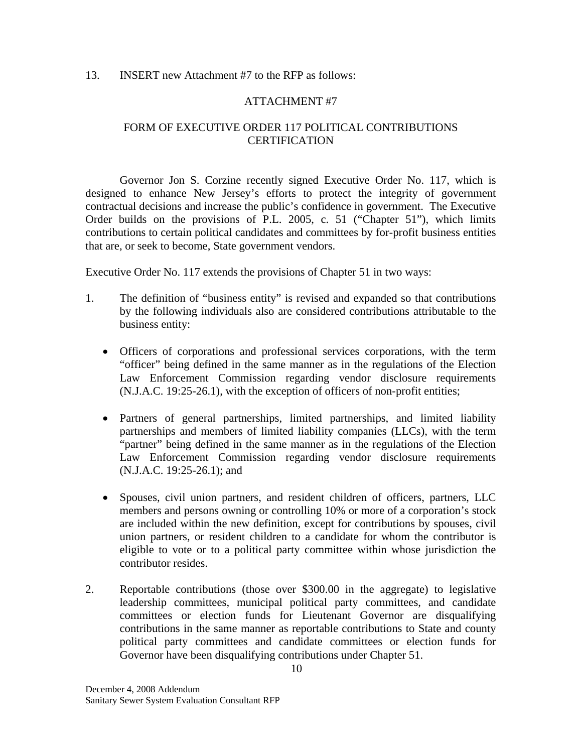13. INSERT new Attachment #7 to the RFP as follows:

## ATTACHMENT #7

## FORM OF EXECUTIVE ORDER 117 POLITICAL CONTRIBUTIONS CERTIFICATION

Governor Jon S. Corzine recently signed Executive Order No. 117, which is designed to enhance New Jersey's efforts to protect the integrity of government contractual decisions and increase the public's confidence in government. The Executive Order builds on the provisions of P.L. 2005, c. 51 ("Chapter 51"), which limits contributions to certain political candidates and committees by for-profit business entities that are, or seek to become, State government vendors.

Executive Order No. 117 extends the provisions of Chapter 51 in two ways:

1. The definition of "business entity" is revised and expanded so that contributions by the following individuals also are considered contributions attributable to the business entity:

   - Officers of corporations and professional services corporations, with the term "officer" being defined in the same manner as in the regulations of the Election Law Enforcement Commission regarding vendor disclosure requirements (N.J.A.C. 19:25-26.1), with the exception of officers of non-profit entities;

   - Partners of general partnerships, limited partnerships, and limited liability partnerships and members of limited liability companies (LLCs), with the term "partner" being defined in the same manner as in the regulations of the Election Law Enforcement Commission regarding vendor disclosure requirements (N.J.A.C. 19:25-26.1); and

   - Spouses, civil union partners, and resident children of officers, partners, LLC members and persons owning or controlling 10% or more of a corporation's stock are included within the new definition, except for contributions by spouses, civil union partners, or resident children to a candidate for whom the contributor is eligible to vote or to a political party committee within whose jurisdiction the contributor resides.

2. Reportable contributions (those over $300.00 in the aggregate) to legislative leadership committees, municipal political party committees, and candidate committees or election funds for Lieutenant Governor are disqualifying contributions in the same manner as reportable contributions to State and county political party committees and candidate committees or election funds for Governor have been disqualifying contributions under Chapter 51.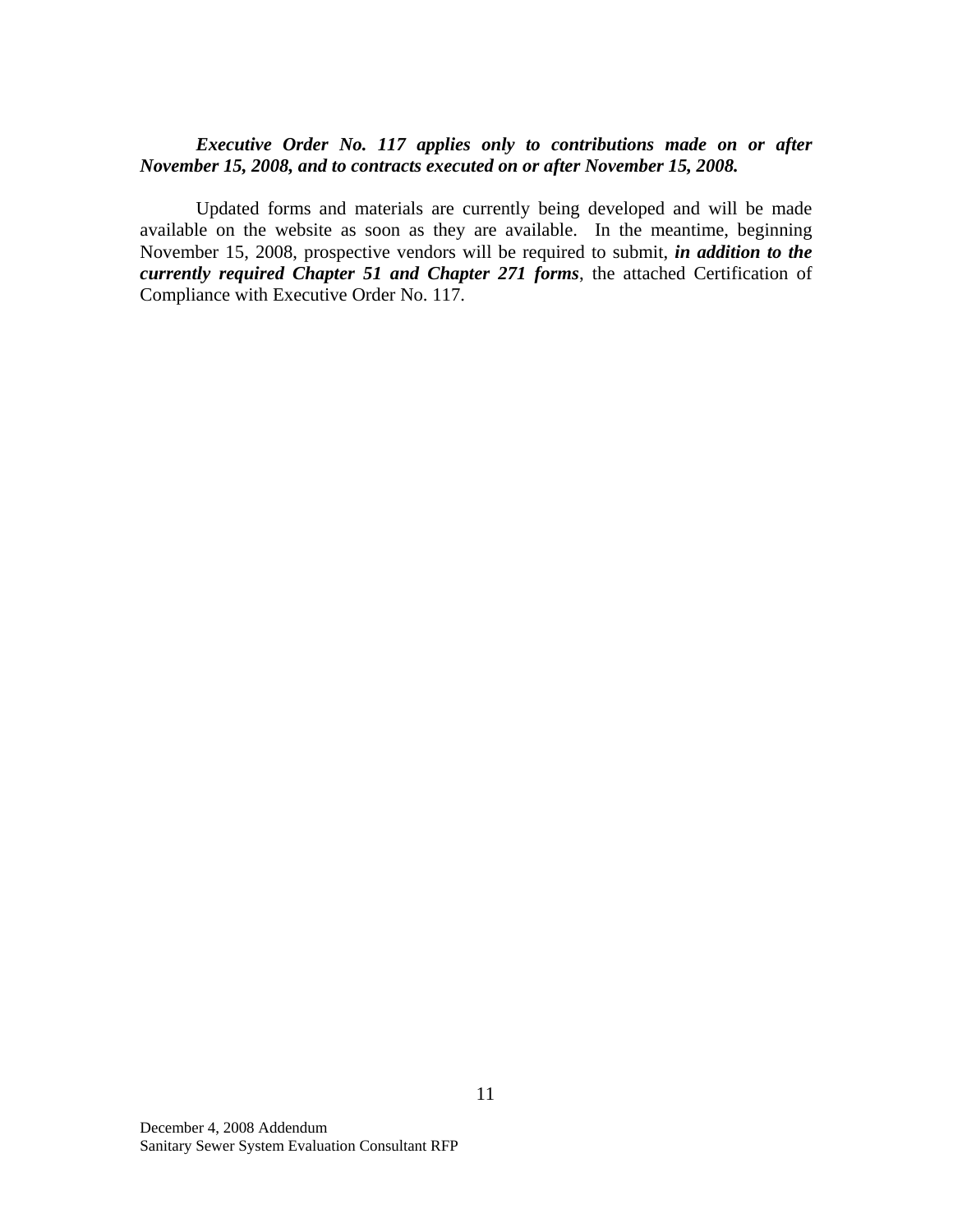***Executive Order No. 117 applies only to contributions made on or after November 15, 2008, and to contracts executed on or after November 15, 2008.***

Updated forms and materials are currently being developed and will be made available on the website as soon as they are available. In the meantime, beginning November 15, 2008, prospective vendors will be required to submit, ***in addition to the currently required Chapter 51 and Chapter 271 forms***, the attached Certification of Compliance with Executive Order No. 117.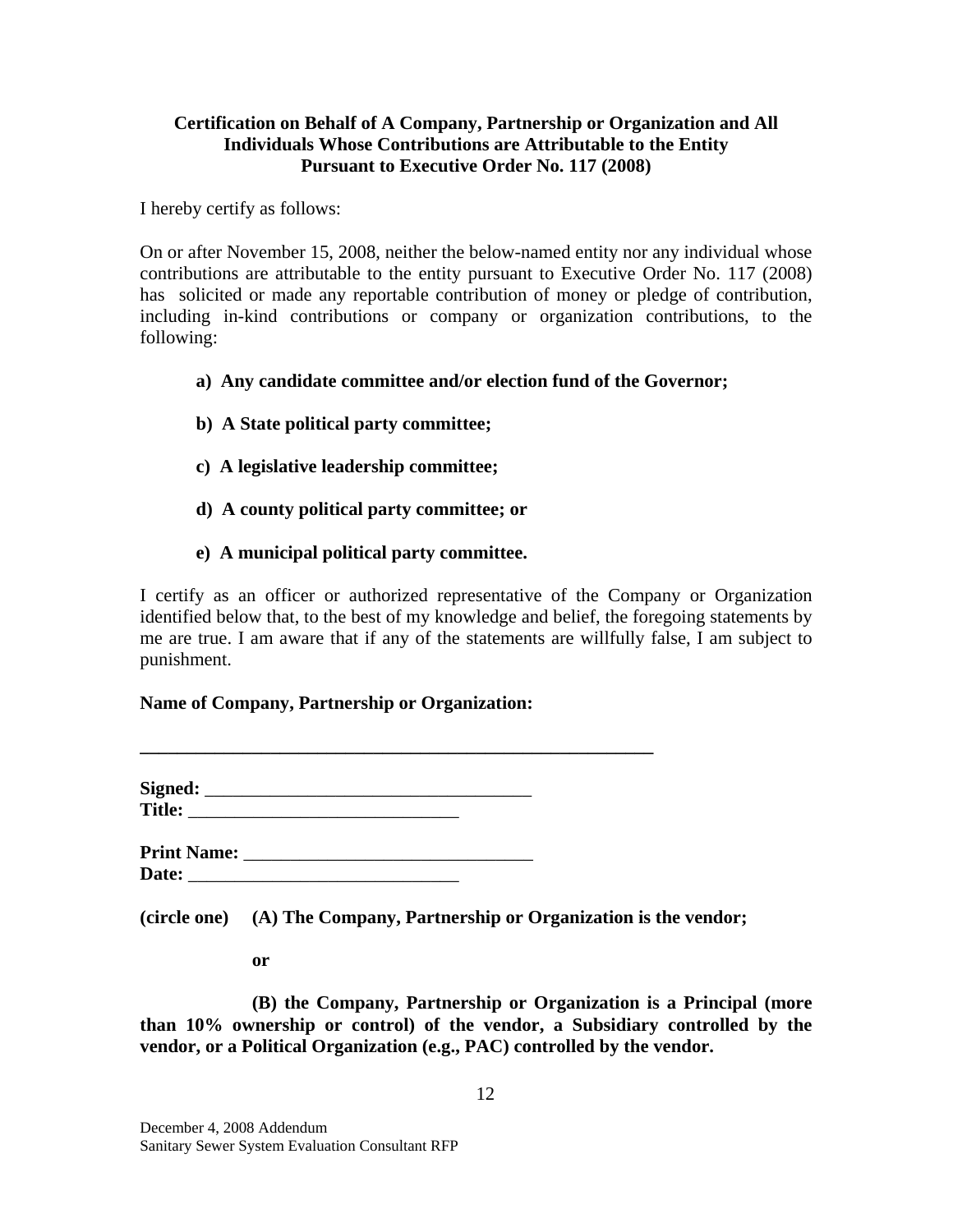**Certification on Behalf of A Company, Partnership or Organization and All Individuals Whose Contributions are Attributable to the Entity Pursuant to Executive Order No. 117 (2008)**

I hereby certify as follows:

On or after November 15, 2008, neither the below-named entity nor any individual whose contributions are attributable to the entity pursuant to Executive Order No. 117 (2008) has solicited or made any reportable contribution of money or pledge of contribution, including in-kind contributions or company or organization contributions, to the following:

**a) Any candidate committee and/or election fund of the Governor;**

**b) A State political party committee;**

**c) A legislative leadership committee;**

**d) A county political party committee; or**

**e) A municipal political party committee.**

I certify as an officer or authorized representative of the Company or Organization identified below that, to the best of my knowledge and belief, the foregoing statements by me are true. I am aware that if any of the statements are willfully false, I am subject to punishment.

**Name of Company, Partnership or Organization:**

**_________________________________________________________**

**Signed:** ___________________________________
**Title:** _____________________________

**Print Name:** _______________________________
**Date:** _____________________________

**(circle one) (A) The Company, Partnership or Organization is the vendor;**

**or**

**(B) the Company, Partnership or Organization is a Principal (more than 10% ownership or control) of the vendor, a Subsidiary controlled by the vendor, or a Political Organization (e.g., PAC) controlled by the vendor.**

December 4, 2008 Addendum
Sanitary Sewer System Evaluation Consultant RFP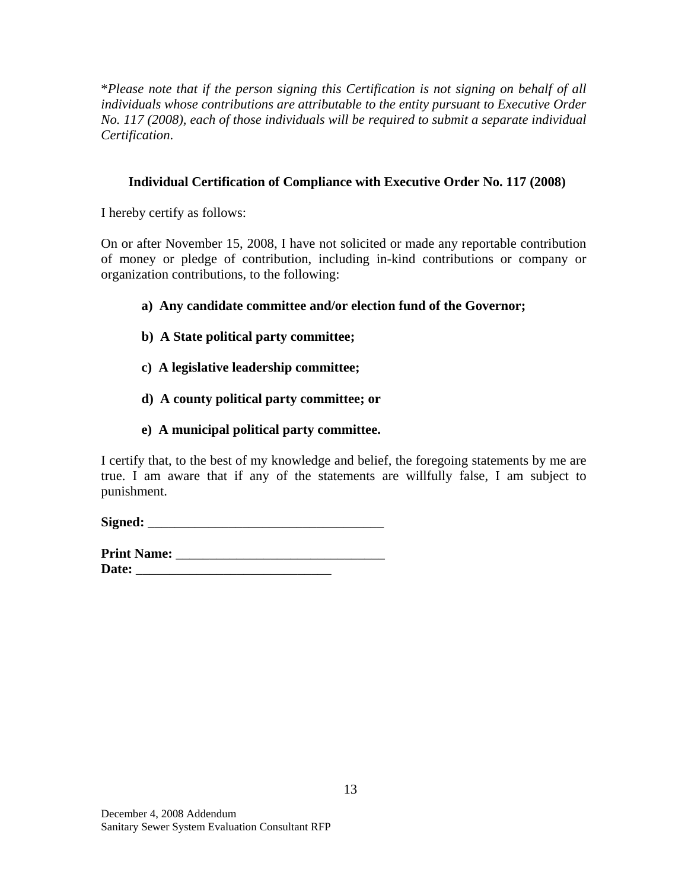*\*Please note that if the person signing this Certification is not signing on behalf of all individuals whose contributions are attributable to the entity pursuant to Executive Order No. 117 (2008), each of those individuals will be required to submit a separate individual Certification.*

**Individual Certification of Compliance with Executive Order No. 117 (2008)**

I hereby certify as follows:

On or after November 15, 2008, I have not solicited or made any reportable contribution of money or pledge of contribution, including in-kind contributions or company or organization contributions, to the following:

**a) Any candidate committee and/or election fund of the Governor;**

**b) A State political party committee;**

**c) A legislative leadership committee;**

**d) A county political party committee; or**

**e) A municipal political party committee.**

I certify that, to the best of my knowledge and belief, the foregoing statements by me are true. I am aware that if any of the statements are willfully false, I am subject to punishment.

**Signed:** ___________________________________

**Print Name:** _______________________________
**Date:** _____________________________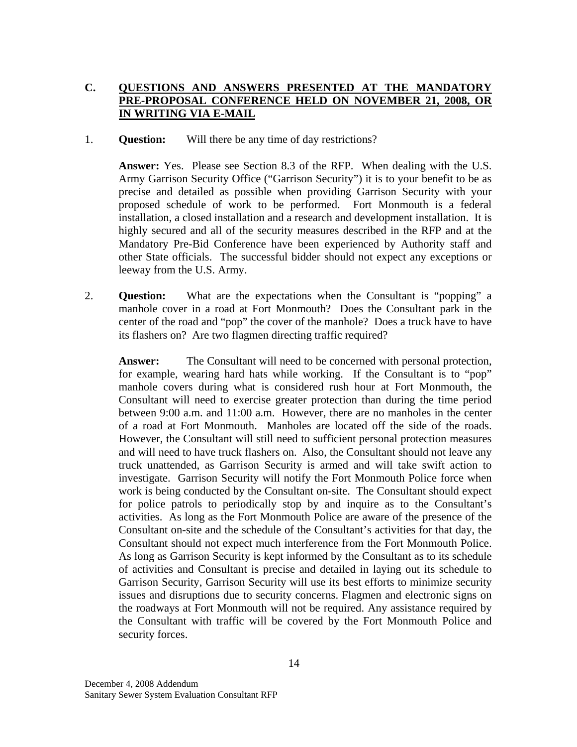## C. QUESTIONS AND ANSWERS PRESENTED AT THE MANDATORY PRE-PROPOSAL CONFERENCE HELD ON NOVEMBER 21, 2008, OR IN WRITING VIA E-MAIL

1. **Question:** Will there be any time of day restrictions?

   **Answer:** Yes. Please see Section 8.3 of the RFP. When dealing with the U.S. Army Garrison Security Office ("Garrison Security") it is to your benefit to be as precise and detailed as possible when providing Garrison Security with your proposed schedule of work to be performed. Fort Monmouth is a federal installation, a closed installation and a research and development installation. It is highly secured and all of the security measures described in the RFP and at the Mandatory Pre-Bid Conference have been experienced by Authority staff and other State officials. The successful bidder should not expect any exceptions or leeway from the U.S. Army.

2. **Question:** What are the expectations when the Consultant is "popping" a manhole cover in a road at Fort Monmouth? Does the Consultant park in the center of the road and "pop" the cover of the manhole? Does a truck have to have its flashers on? Are two flagmen directing traffic required?

   **Answer:** The Consultant will need to be concerned with personal protection, for example, wearing hard hats while working. If the Consultant is to "pop" manhole covers during what is considered rush hour at Fort Monmouth, the Consultant will need to exercise greater protection than during the time period between 9:00 a.m. and 11:00 a.m. However, there are no manholes in the center of a road at Fort Monmouth. Manholes are located off the side of the roads. However, the Consultant will still need to sufficient personal protection measures and will need to have truck flashers on. Also, the Consultant should not leave any truck unattended, as Garrison Security is armed and will take swift action to investigate. Garrison Security will notify the Fort Monmouth Police force when work is being conducted by the Consultant on-site. The Consultant should expect for police patrols to periodically stop by and inquire as to the Consultant's activities. As long as the Fort Monmouth Police are aware of the presence of the Consultant on-site and the schedule of the Consultant's activities for that day, the Consultant should not expect much interference from the Fort Monmouth Police. As long as Garrison Security is kept informed by the Consultant as to its schedule of activities and Consultant is precise and detailed in laying out its schedule to Garrison Security, Garrison Security will use its best efforts to minimize security issues and disruptions due to security concerns. Flagmen and electronic signs on the roadways at Fort Monmouth will not be required. Any assistance required by the Consultant with traffic will be covered by the Fort Monmouth Police and security forces.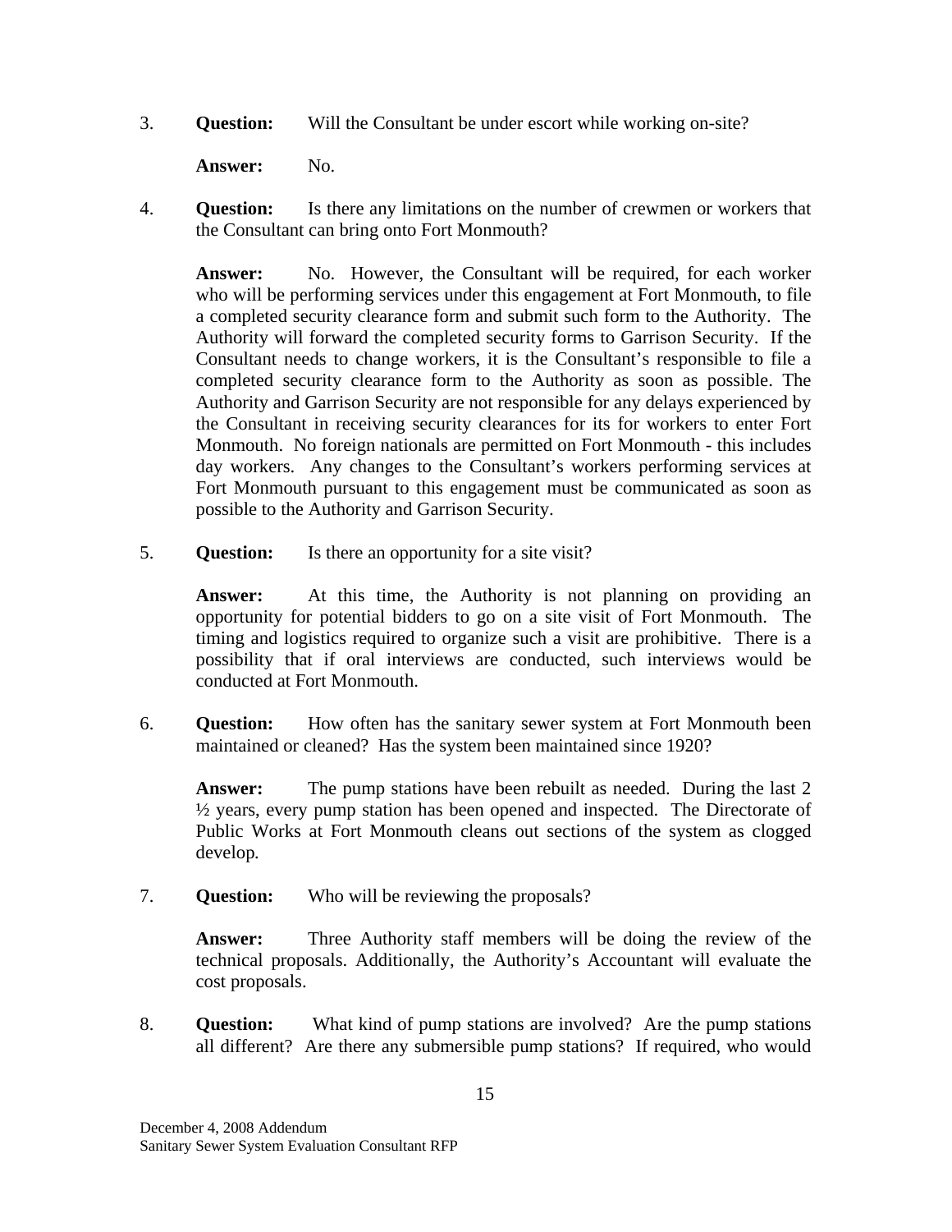3. **Question:** Will the Consultant be under escort while working on-site?

   **Answer:** No.

4. **Question:** Is there any limitations on the number of crewmen or workers that the Consultant can bring onto Fort Monmouth?

   **Answer:** No. However, the Consultant will be required, for each worker who will be performing services under this engagement at Fort Monmouth, to file a completed security clearance form and submit such form to the Authority. The Authority will forward the completed security forms to Garrison Security. If the Consultant needs to change workers, it is the Consultant's responsible to file a completed security clearance form to the Authority as soon as possible. The Authority and Garrison Security are not responsible for any delays experienced by the Consultant in receiving security clearances for its for workers to enter Fort Monmouth. No foreign nationals are permitted on Fort Monmouth - this includes day workers. Any changes to the Consultant's workers performing services at Fort Monmouth pursuant to this engagement must be communicated as soon as possible to the Authority and Garrison Security.

5. **Question:** Is there an opportunity for a site visit?

   **Answer:** At this time, the Authority is not planning on providing an opportunity for potential bidders to go on a site visit of Fort Monmouth. The timing and logistics required to organize such a visit are prohibitive. There is a possibility that if oral interviews are conducted, such interviews would be conducted at Fort Monmouth.

6. **Question:** How often has the sanitary sewer system at Fort Monmouth been maintained or cleaned? Has the system been maintained since 1920?

   **Answer:** The pump stations have been rebuilt as needed. During the last 2 ½ years, every pump station has been opened and inspected. The Directorate of Public Works at Fort Monmouth cleans out sections of the system as clogged develop.

7. **Question:** Who will be reviewing the proposals?

   **Answer:** Three Authority staff members will be doing the review of the technical proposals. Additionally, the Authority's Accountant will evaluate the cost proposals.

8. **Question:** What kind of pump stations are involved? Are the pump stations all different? Are there any submersible pump stations? If required, who would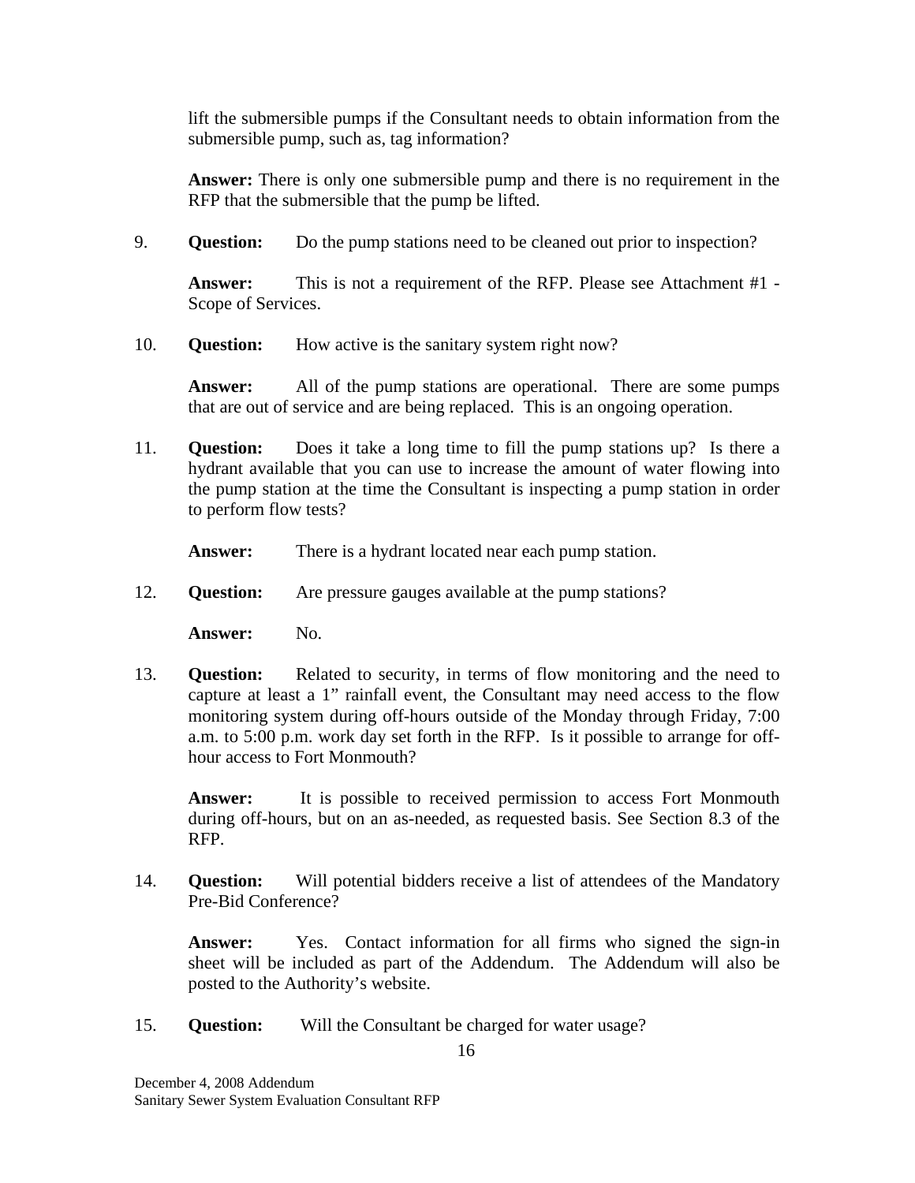lift the submersible pumps if the Consultant needs to obtain information from the submersible pump, such as, tag information?

**Answer:** There is only one submersible pump and there is no requirement in the RFP that the submersible that the pump be lifted.

9. **Question:** Do the pump stations need to be cleaned out prior to inspection?

   **Answer:** This is not a requirement of the RFP. Please see Attachment #1 - Scope of Services.

10. **Question:** How active is the sanitary system right now?

    **Answer:** All of the pump stations are operational. There are some pumps that are out of service and are being replaced. This is an ongoing operation.

11. **Question:** Does it take a long time to fill the pump stations up? Is there a hydrant available that you can use to increase the amount of water flowing into the pump station at the time the Consultant is inspecting a pump station in order to perform flow tests?

    **Answer:** There is a hydrant located near each pump station.

12. **Question:** Are pressure gauges available at the pump stations?

    **Answer:** No.

13. **Question:** Related to security, in terms of flow monitoring and the need to capture at least a 1" rainfall event, the Consultant may need access to the flow monitoring system during off-hours outside of the Monday through Friday, 7:00 a.m. to 5:00 p.m. work day set forth in the RFP. Is it possible to arrange for off-hour access to Fort Monmouth?

    **Answer:** It is possible to received permission to access Fort Monmouth during off-hours, but on an as-needed, as requested basis. See Section 8.3 of the RFP.

14. **Question:** Will potential bidders receive a list of attendees of the Mandatory Pre-Bid Conference?

    **Answer:** Yes. Contact information for all firms who signed the sign-in sheet will be included as part of the Addendum. The Addendum will also be posted to the Authority's website.

15. **Question:** Will the Consultant be charged for water usage?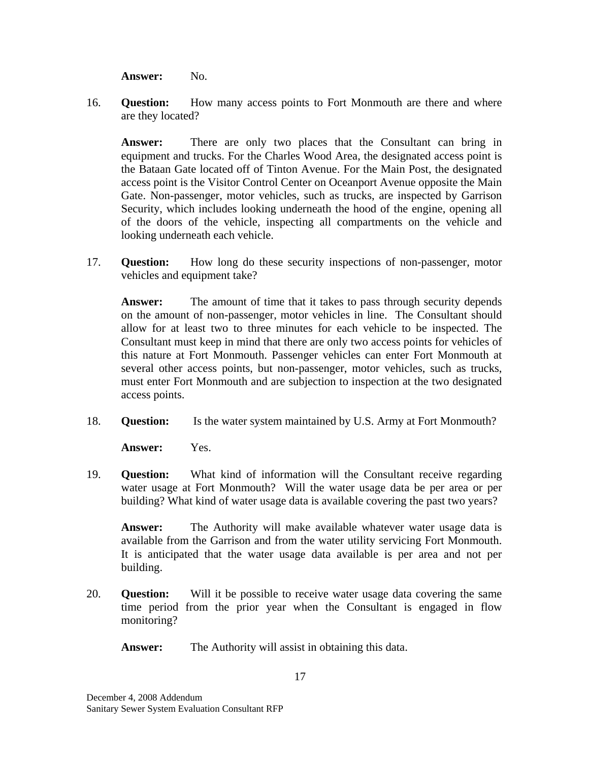**Answer:** No.

16. **Question:** How many access points to Fort Monmouth are there and where are they located?

    **Answer:** There are only two places that the Consultant can bring in equipment and trucks. For the Charles Wood Area, the designated access point is the Bataan Gate located off of Tinton Avenue. For the Main Post, the designated access point is the Visitor Control Center on Oceanport Avenue opposite the Main Gate. Non-passenger, motor vehicles, such as trucks, are inspected by Garrison Security, which includes looking underneath the hood of the engine, opening all of the doors of the vehicle, inspecting all compartments on the vehicle and looking underneath each vehicle.

17. **Question:** How long do these security inspections of non-passenger, motor vehicles and equipment take?

    **Answer:** The amount of time that it takes to pass through security depends on the amount of non-passenger, motor vehicles in line. The Consultant should allow for at least two to three minutes for each vehicle to be inspected. The Consultant must keep in mind that there are only two access points for vehicles of this nature at Fort Monmouth. Passenger vehicles can enter Fort Monmouth at several other access points, but non-passenger, motor vehicles, such as trucks, must enter Fort Monmouth and are subjection to inspection at the two designated access points.

18. **Question:** Is the water system maintained by U.S. Army at Fort Monmouth?

    **Answer:** Yes.

19. **Question:** What kind of information will the Consultant receive regarding water usage at Fort Monmouth? Will the water usage data be per area or per building? What kind of water usage data is available covering the past two years?

    **Answer:** The Authority will make available whatever water usage data is available from the Garrison and from the water utility servicing Fort Monmouth. It is anticipated that the water usage data available is per area and not per building.

20. **Question:** Will it be possible to receive water usage data covering the same time period from the prior year when the Consultant is engaged in flow monitoring?

    **Answer:** The Authority will assist in obtaining this data.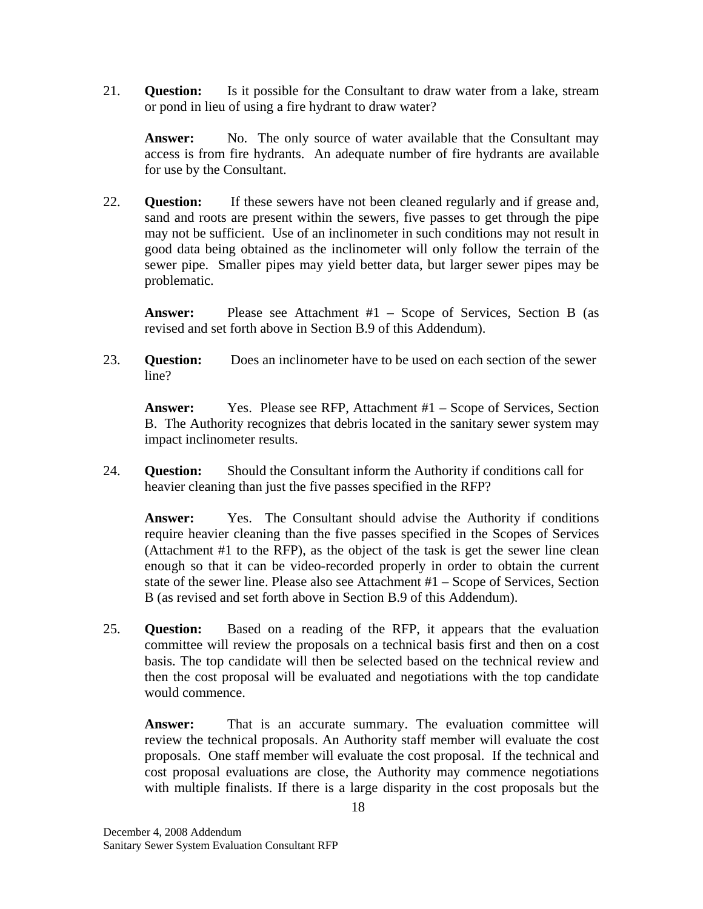21. **Question:** Is it possible for the Consultant to draw water from a lake, stream or pond in lieu of using a fire hydrant to draw water?

    **Answer:** No. The only source of water available that the Consultant may access is from fire hydrants. An adequate number of fire hydrants are available for use by the Consultant.

22. **Question:** If these sewers have not been cleaned regularly and if grease and, sand and roots are present within the sewers, five passes to get through the pipe may not be sufficient. Use of an inclinometer in such conditions may not result in good data being obtained as the inclinometer will only follow the terrain of the sewer pipe. Smaller pipes may yield better data, but larger sewer pipes may be problematic.

    **Answer:** Please see Attachment #1 – Scope of Services, Section B (as revised and set forth above in Section B.9 of this Addendum).

23. **Question:** Does an inclinometer have to be used on each section of the sewer line?

    **Answer:** Yes. Please see RFP, Attachment #1 – Scope of Services, Section B. The Authority recognizes that debris located in the sanitary sewer system may impact inclinometer results.

24. **Question:** Should the Consultant inform the Authority if conditions call for heavier cleaning than just the five passes specified in the RFP?

    **Answer:** Yes. The Consultant should advise the Authority if conditions require heavier cleaning than the five passes specified in the Scopes of Services (Attachment #1 to the RFP), as the object of the task is get the sewer line clean enough so that it can be video-recorded properly in order to obtain the current state of the sewer line. Please also see Attachment #1 – Scope of Services, Section B (as revised and set forth above in Section B.9 of this Addendum).

25. **Question:** Based on a reading of the RFP, it appears that the evaluation committee will review the proposals on a technical basis first and then on a cost basis. The top candidate will then be selected based on the technical review and then the cost proposal will be evaluated and negotiations with the top candidate would commence.

    **Answer:** That is an accurate summary. The evaluation committee will review the technical proposals. An Authority staff member will evaluate the cost proposals. One staff member will evaluate the cost proposal. If the technical and cost proposal evaluations are close, the Authority may commence negotiations with multiple finalists. If there is a large disparity in the cost proposals but the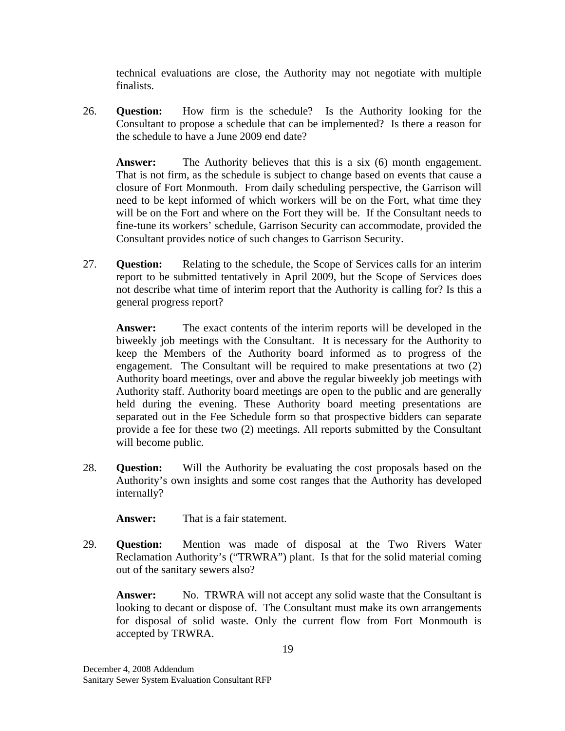technical evaluations are close, the Authority may not negotiate with multiple finalists.

26. **Question:** How firm is the schedule? Is the Authority looking for the Consultant to propose a schedule that can be implemented? Is there a reason for the schedule to have a June 2009 end date?

    **Answer:** The Authority believes that this is a six (6) month engagement. That is not firm, as the schedule is subject to change based on events that cause a closure of Fort Monmouth. From daily scheduling perspective, the Garrison will need to be kept informed of which workers will be on the Fort, what time they will be on the Fort and where on the Fort they will be. If the Consultant needs to fine-tune its workers' schedule, Garrison Security can accommodate, provided the Consultant provides notice of such changes to Garrison Security.

27. **Question:** Relating to the schedule, the Scope of Services calls for an interim report to be submitted tentatively in April 2009, but the Scope of Services does not describe what time of interim report that the Authority is calling for? Is this a general progress report?

    **Answer:** The exact contents of the interim reports will be developed in the biweekly job meetings with the Consultant. It is necessary for the Authority to keep the Members of the Authority board informed as to progress of the engagement. The Consultant will be required to make presentations at two (2) Authority board meetings, over and above the regular biweekly job meetings with Authority staff. Authority board meetings are open to the public and are generally held during the evening. These Authority board meeting presentations are separated out in the Fee Schedule form so that prospective bidders can separate provide a fee for these two (2) meetings. All reports submitted by the Consultant will become public.

28. **Question:** Will the Authority be evaluating the cost proposals based on the Authority's own insights and some cost ranges that the Authority has developed internally?

    **Answer:** That is a fair statement.

29. **Question:** Mention was made of disposal at the Two Rivers Water Reclamation Authority's ("TRWRA") plant. Is that for the solid material coming out of the sanitary sewers also?

    **Answer:** No. TRWRA will not accept any solid waste that the Consultant is looking to decant or dispose of. The Consultant must make its own arrangements for disposal of solid waste. Only the current flow from Fort Monmouth is accepted by TRWRA.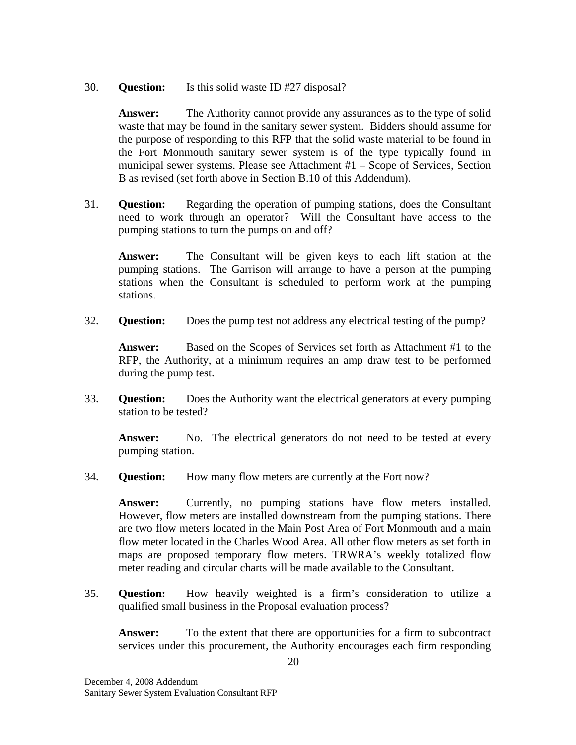30. **Question:** Is this solid waste ID #27 disposal?

    **Answer:** The Authority cannot provide any assurances as to the type of solid waste that may be found in the sanitary sewer system. Bidders should assume for the purpose of responding to this RFP that the solid waste material to be found in the Fort Monmouth sanitary sewer system is of the type typically found in municipal sewer systems. Please see Attachment #1 – Scope of Services, Section B as revised (set forth above in Section B.10 of this Addendum).

31. **Question:** Regarding the operation of pumping stations, does the Consultant need to work through an operator? Will the Consultant have access to the pumping stations to turn the pumps on and off?

    **Answer:** The Consultant will be given keys to each lift station at the pumping stations. The Garrison will arrange to have a person at the pumping stations when the Consultant is scheduled to perform work at the pumping stations.

32. **Question:** Does the pump test not address any electrical testing of the pump?

    **Answer:** Based on the Scopes of Services set forth as Attachment #1 to the RFP, the Authority, at a minimum requires an amp draw test to be performed during the pump test.

33. **Question:** Does the Authority want the electrical generators at every pumping station to be tested?

    **Answer:** No. The electrical generators do not need to be tested at every pumping station.

34. **Question:** How many flow meters are currently at the Fort now?

    **Answer:** Currently, no pumping stations have flow meters installed. However, flow meters are installed downstream from the pumping stations. There are two flow meters located in the Main Post Area of Fort Monmouth and a main flow meter located in the Charles Wood Area. All other flow meters as set forth in maps are proposed temporary flow meters. TRWRA's weekly totalized flow meter reading and circular charts will be made available to the Consultant.

35. **Question:** How heavily weighted is a firm's consideration to utilize a qualified small business in the Proposal evaluation process?

    **Answer:** To the extent that there are opportunities for a firm to subcontract services under this procurement, the Authority encourages each firm responding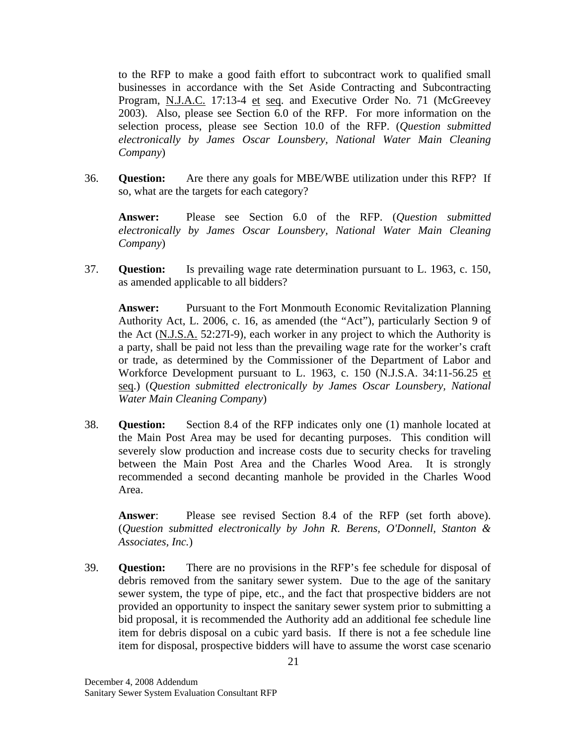to the RFP to make a good faith effort to subcontract work to qualified small businesses in accordance with the Set Aside Contracting and Subcontracting Program, N.J.A.C. 17:13-4 et seq. and Executive Order No. 71 (McGreevey 2003). Also, please see Section 6.0 of the RFP. For more information on the selection process, please see Section 10.0 of the RFP. (*Question submitted electronically by James Oscar Lounsbery, National Water Main Cleaning Company*)

36. **Question:** Are there any goals for MBE/WBE utilization under this RFP? If so, what are the targets for each category?

    **Answer:** Please see Section 6.0 of the RFP. (*Question submitted electronically by James Oscar Lounsbery, National Water Main Cleaning Company*)

37. **Question:** Is prevailing wage rate determination pursuant to L. 1963, c. 150, as amended applicable to all bidders?

    **Answer:** Pursuant to the Fort Monmouth Economic Revitalization Planning Authority Act, L. 2006, c. 16, as amended (the "Act"), particularly Section 9 of the Act (N.J.S.A. 52:27I-9), each worker in any project to which the Authority is a party, shall be paid not less than the prevailing wage rate for the worker's craft or trade, as determined by the Commissioner of the Department of Labor and Workforce Development pursuant to L. 1963, c. 150 (N.J.S.A. 34:11-56.25 et seq.) (*Question submitted electronically by James Oscar Lounsbery, National Water Main Cleaning Company*)

38. **Question:** Section 8.4 of the RFP indicates only one (1) manhole located at the Main Post Area may be used for decanting purposes. This condition will severely slow production and increase costs due to security checks for traveling between the Main Post Area and the Charles Wood Area. It is strongly recommended a second decanting manhole be provided in the Charles Wood Area.

    **Answer**: Please see revised Section 8.4 of the RFP (set forth above). (*Question submitted electronically by John R. Berens, O'Donnell, Stanton & Associates, Inc.*)

39. **Question:** There are no provisions in the RFP's fee schedule for disposal of debris removed from the sanitary sewer system. Due to the age of the sanitary sewer system, the type of pipe, etc., and the fact that prospective bidders are not provided an opportunity to inspect the sanitary sewer system prior to submitting a bid proposal, it is recommended the Authority add an additional fee schedule line item for debris disposal on a cubic yard basis. If there is not a fee schedule line item for disposal, prospective bidders will have to assume the worst case scenario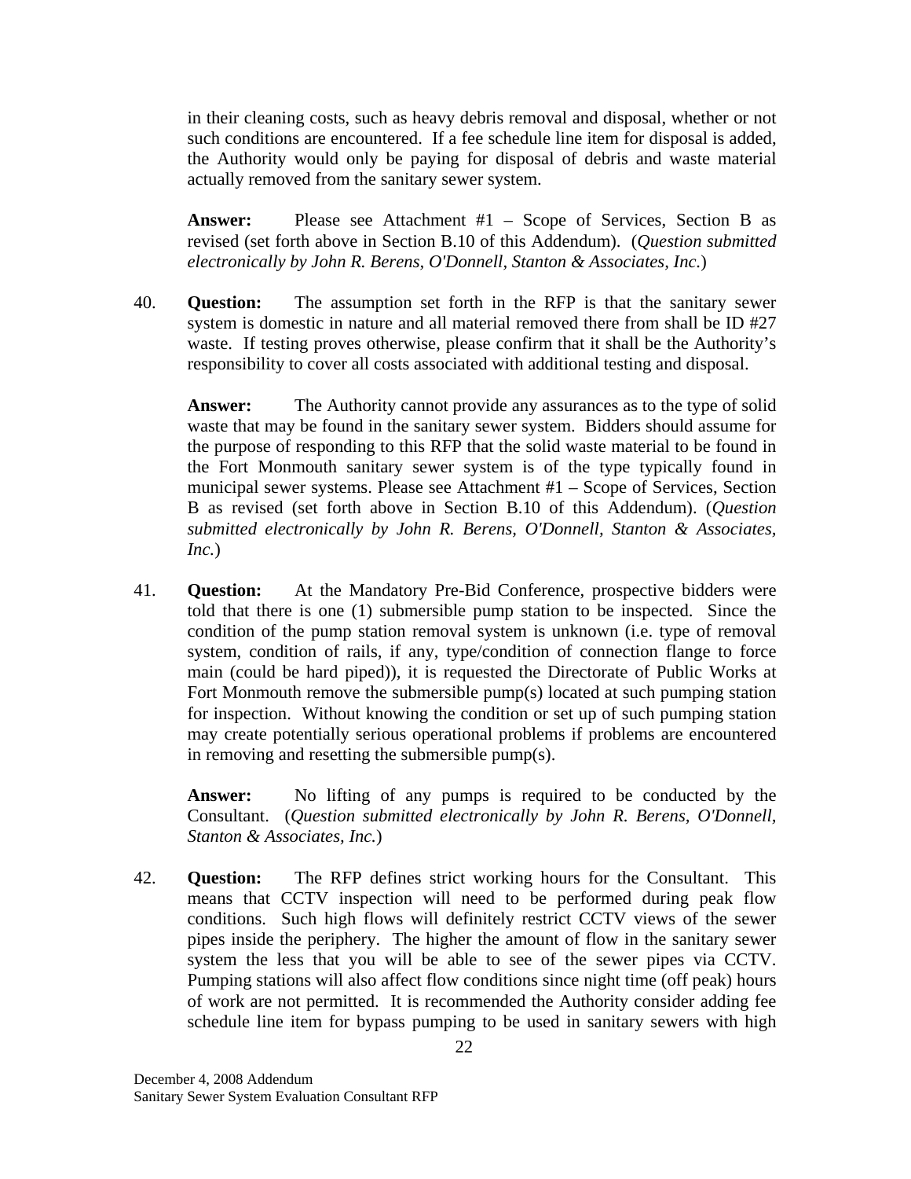in their cleaning costs, such as heavy debris removal and disposal, whether or not such conditions are encountered. If a fee schedule line item for disposal is added, the Authority would only be paying for disposal of debris and waste material actually removed from the sanitary sewer system.

**Answer:** Please see Attachment #1 – Scope of Services, Section B as revised (set forth above in Section B.10 of this Addendum). (*Question submitted electronically by John R. Berens, O'Donnell, Stanton & Associates, Inc.*)

40. **Question:** The assumption set forth in the RFP is that the sanitary sewer system is domestic in nature and all material removed there from shall be ID #27 waste. If testing proves otherwise, please confirm that it shall be the Authority's responsibility to cover all costs associated with additional testing and disposal.

    **Answer:** The Authority cannot provide any assurances as to the type of solid waste that may be found in the sanitary sewer system. Bidders should assume for the purpose of responding to this RFP that the solid waste material to be found in the Fort Monmouth sanitary sewer system is of the type typically found in municipal sewer systems. Please see Attachment #1 – Scope of Services, Section B as revised (set forth above in Section B.10 of this Addendum). (*Question submitted electronically by John R. Berens, O'Donnell, Stanton & Associates, Inc.*)

41. **Question:** At the Mandatory Pre-Bid Conference, prospective bidders were told that there is one (1) submersible pump station to be inspected. Since the condition of the pump station removal system is unknown (i.e. type of removal system, condition of rails, if any, type/condition of connection flange to force main (could be hard piped)), it is requested the Directorate of Public Works at Fort Monmouth remove the submersible pump(s) located at such pumping station for inspection. Without knowing the condition or set up of such pumping station may create potentially serious operational problems if problems are encountered in removing and resetting the submersible pump(s).

    **Answer:** No lifting of any pumps is required to be conducted by the Consultant. (*Question submitted electronically by John R. Berens, O'Donnell, Stanton & Associates, Inc.*)

42. **Question:** The RFP defines strict working hours for the Consultant. This means that CCTV inspection will need to be performed during peak flow conditions. Such high flows will definitely restrict CCTV views of the sewer pipes inside the periphery. The higher the amount of flow in the sanitary sewer system the less that you will be able to see of the sewer pipes via CCTV. Pumping stations will also affect flow conditions since night time (off peak) hours of work are not permitted. It is recommended the Authority consider adding fee schedule line item for bypass pumping to be used in sanitary sewers with high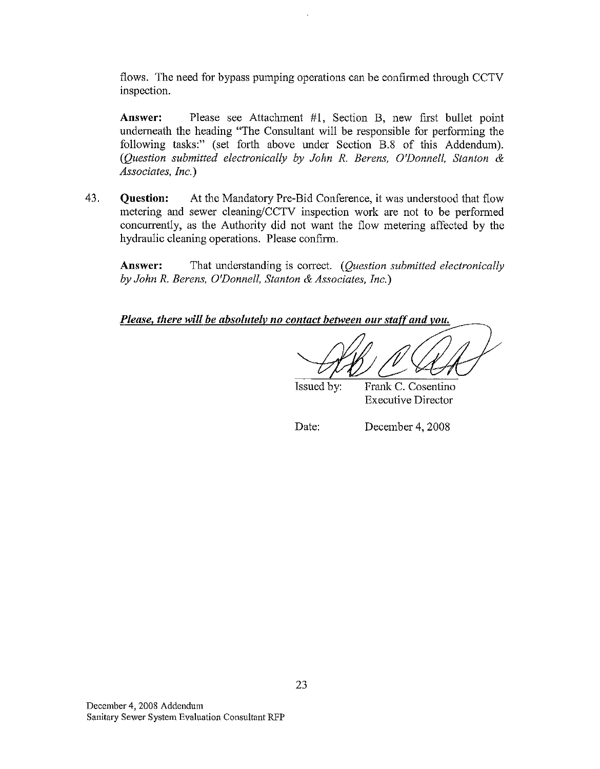flows. The need for bypass pumping operations can be confirmed through CCTV inspection.

**Answer:** Please see Attachment #1, Section B, new first bullet point underneath the heading "The Consultant will be responsible for performing the following tasks:" (set forth above under Section B.8 of this Addendum). *(Question submitted electronically by John R. Berens, O'Donnell, Stanton & Associates, Inc.)*

43. **Question:** At the Mandatory Pre-Bid Conference, it was understood that flow metering and sewer cleaning/CCTV inspection work are not to be performed concurrently, as the Authority did not want the flow metering affected by the hydraulic cleaning operations. Please confirm.

    **Answer:** That understanding is correct. *(Question submitted electronically by John R. Berens, O'Donnell, Stanton & Associates, Inc.)*

***Please, there will be absolutely no contact between our staff and you.***

Issued by: Frank C. Cosentino
Executive Director

Date: December 4, 2008

December 4, 2008 Addendum
Sanitary Sewer System Evaluation Consultant RFP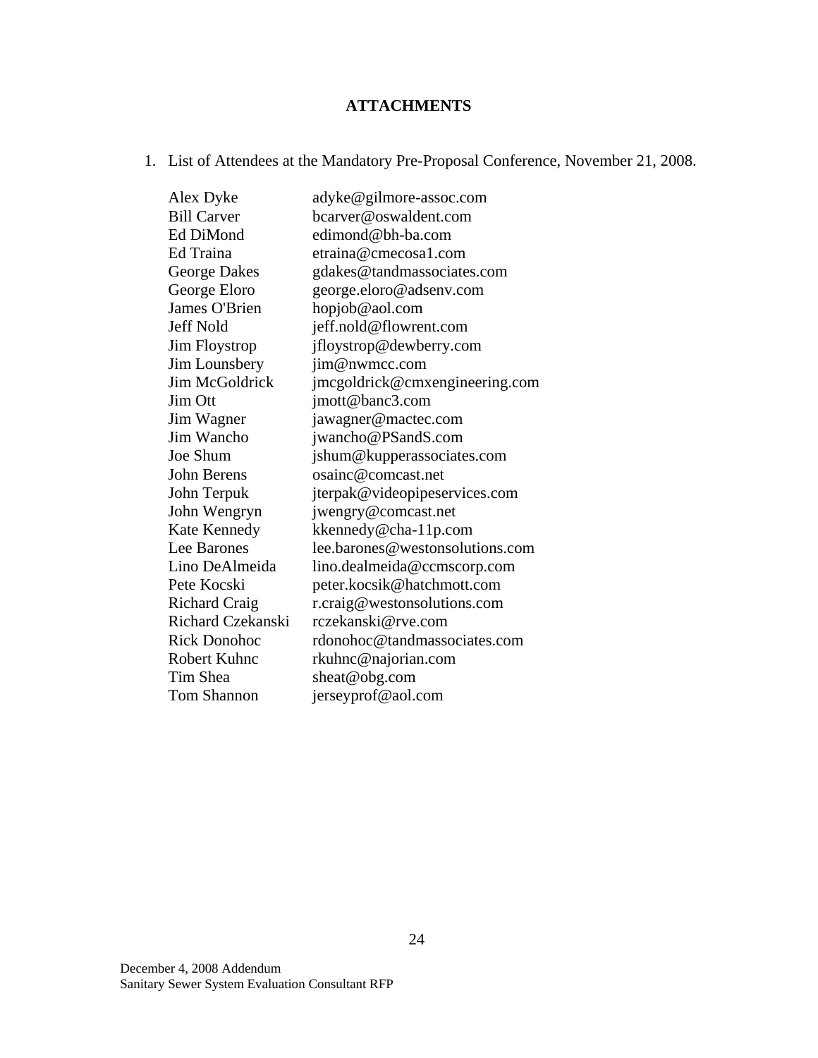**ATTACHMENTS**

1. List of Attendees at the Mandatory Pre-Proposal Conference, November 21, 2008.

| | |
|---|---|
| Alex Dyke | adyke@gilmore-assoc.com |
| Bill Carver | bcarver@oswaldent.com |
| Ed DiMond | edimond@bh-ba.com |
| Ed Traina | etraina@cmecosa1.com |
| George Dakes | gdakes@tandmassociates.com |
| George Eloro | george.eloro@adsenv.com |
| James O'Brien | hopjob@aol.com |
| Jeff Nold | jeff.nold@flowrent.com |
| Jim Floystrop | jfloystrop@dewberry.com |
| Jim Lounsbery | jim@nwmcc.com |
| Jim McGoldrick | jmcgoldrick@cmxengineering.com |
| Jim Ott | jmott@banc3.com |
| Jim Wagner | jawagner@mactec.com |
| Jim Wancho | jwancho@PSandS.com |
| Joe Shum | jshum@kupperassociates.com |
| John Berens | osainc@comcast.net |
| John Terpuk | jterpak@videopipeservices.com |
| John Wengryn | jwengry@comcast.net |
| Kate Kennedy | kkennedy@cha-11p.com |
| Lee Barones | lee.barones@westonsolutions.com |
| Lino DeAlmeida | lino.dealmeida@ccmscorp.com |
| Pete Kocski | peter.kocsik@hatchmott.com |
| Richard Craig | r.craig@westonsolutions.com |
| Richard Czekanski | rczekanski@rve.com |
| Rick Donohoc | rdonohoc@tandmassociates.com |
| Robert Kuhnc | rkuhnc@najorian.com |
| Tim Shea | sheat@obg.com |
| Tom Shannon | jerseyprof@aol.com |

December 4, 2008 Addendum
Sanitary Sewer System Evaluation Consultant RFP